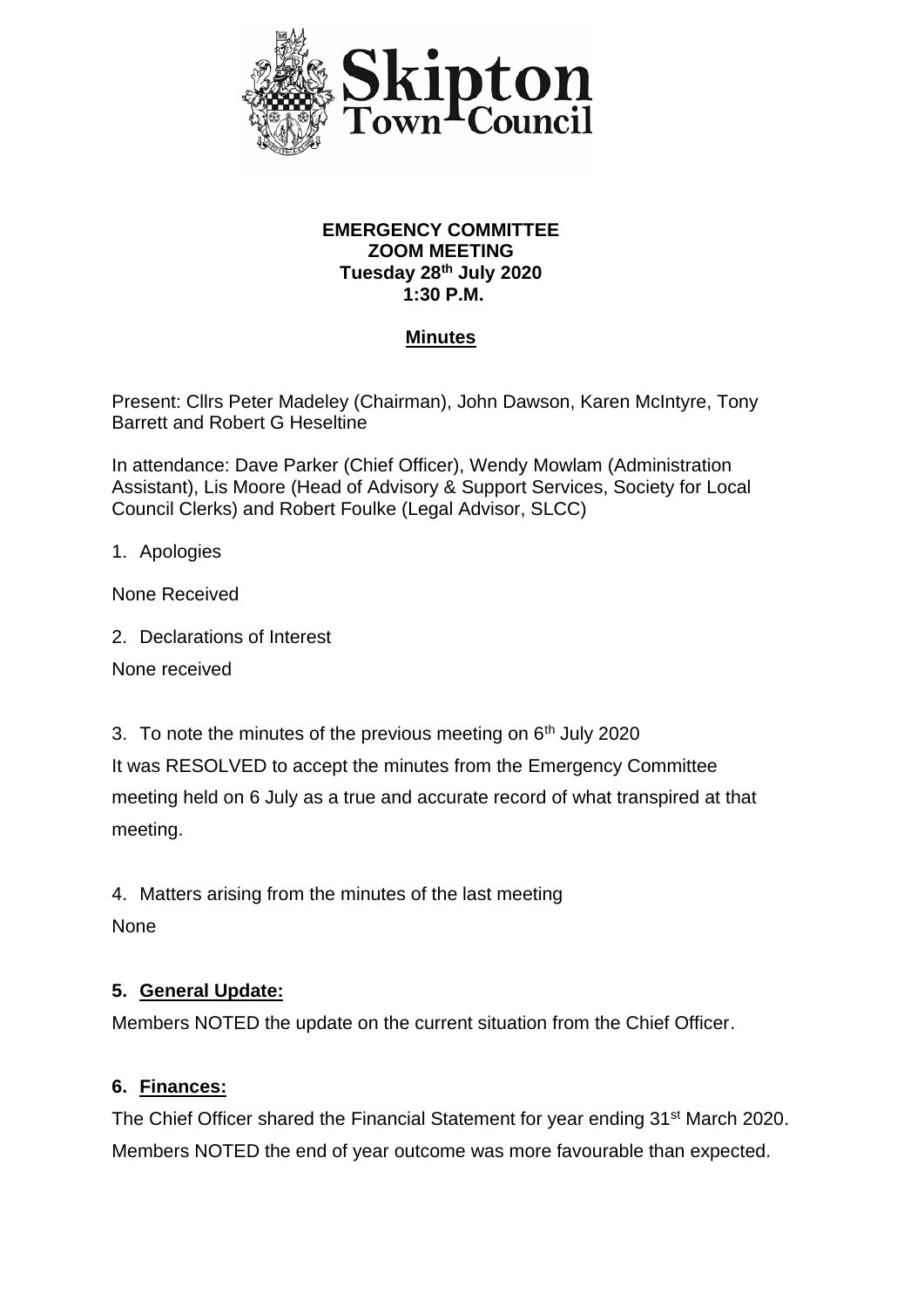Skipton Town Council

**EMERGENCY COMMITTEE**
**ZOOM MEETING**
**Tuesday 28th July 2020**
**1:30 P.M.**

**Minutes**

Present: Cllrs Peter Madeley (Chairman), John Dawson, Karen McIntyre, Tony Barrett and Robert G Heseltine

In attendance: Dave Parker (Chief Officer), Wendy Mowlam (Administration Assistant), Lis Moore (Head of Advisory & Support Services, Society for Local Council Clerks) and Robert Foulke (Legal Advisor, SLCC)

1. Apologies

None Received

2. Declarations of Interest

None received

3. To note the minutes of the previous meeting on 6th July 2020

It was RESOLVED to accept the minutes from the Emergency Committee meeting held on 6 July as a true and accurate record of what transpired at that meeting.

4. Matters arising from the minutes of the last meeting

None

**5. General Update:**

Members NOTED the update on the current situation from the Chief Officer.

**6. Finances:**

The Chief Officer shared the Financial Statement for year ending 31st March 2020. Members NOTED the end of year outcome was more favourable than expected.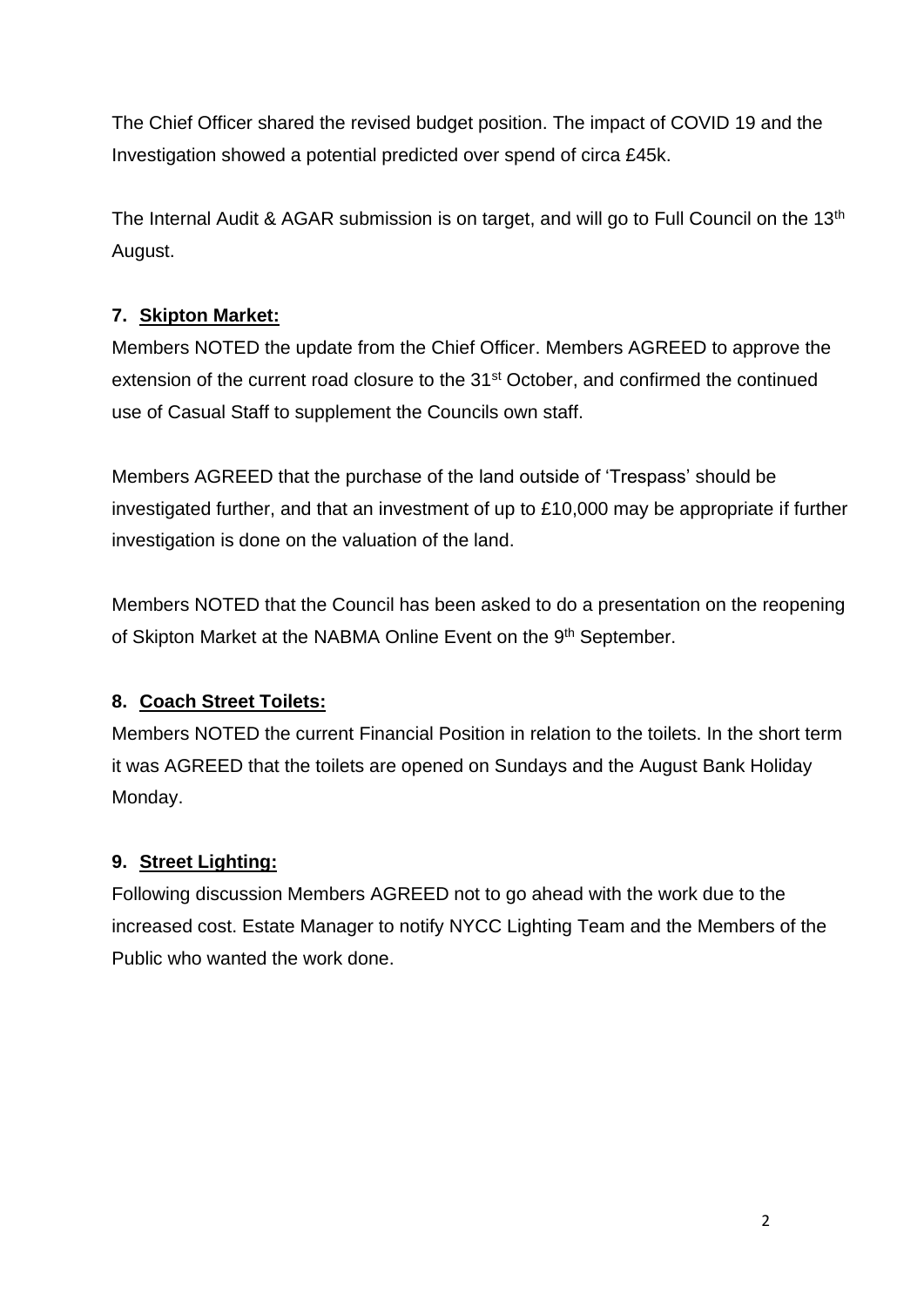The Chief Officer shared the revised budget position. The impact of COVID 19 and the Investigation showed a potential predicted over spend of circa £45k.

The Internal Audit & AGAR submission is on target, and will go to Full Council on the 13th August.

**7. Skipton Market:**

Members NOTED the update from the Chief Officer. Members AGREED to approve the extension of the current road closure to the 31st October, and confirmed the continued use of Casual Staff to supplement the Councils own staff.

Members AGREED that the purchase of the land outside of 'Trespass' should be investigated further, and that an investment of up to £10,000 may be appropriate if further investigation is done on the valuation of the land.

Members NOTED that the Council has been asked to do a presentation on the reopening of Skipton Market at the NABMA Online Event on the 9th September.

**8. Coach Street Toilets:**

Members NOTED the current Financial Position in relation to the toilets. In the short term it was AGREED that the toilets are opened on Sundays and the August Bank Holiday Monday.

**9. Street Lighting:**

Following discussion Members AGREED not to go ahead with the work due to the increased cost. Estate Manager to notify NYCC Lighting Team and the Members of the Public who wanted the work done.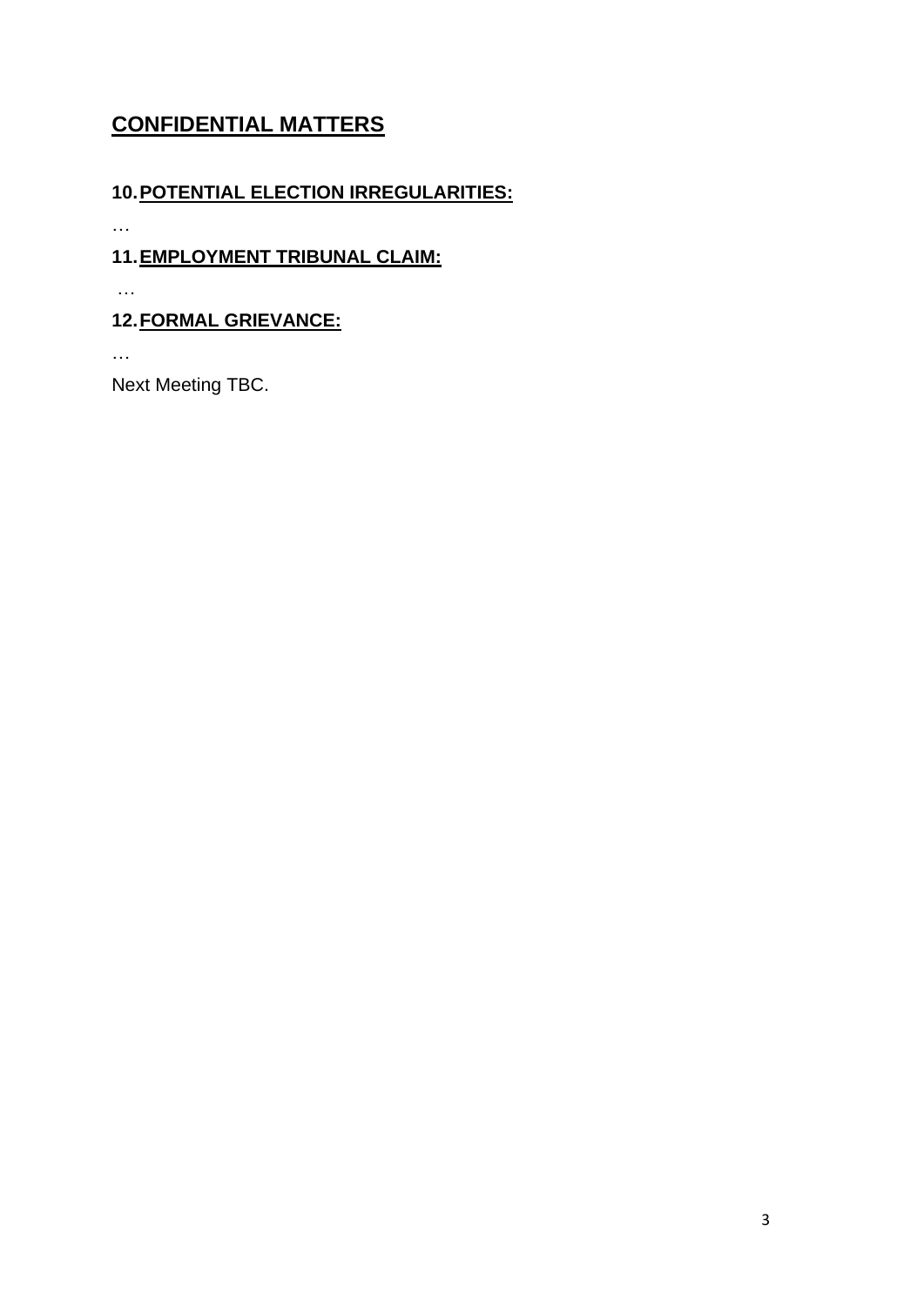# CONFIDENTIAL MATTERS

## 10. POTENTIAL ELECTION IRREGULARITIES:

…

## 11. EMPLOYMENT TRIBUNAL CLAIM:

…

## 12. FORMAL GRIEVANCE:

…

Next Meeting TBC.